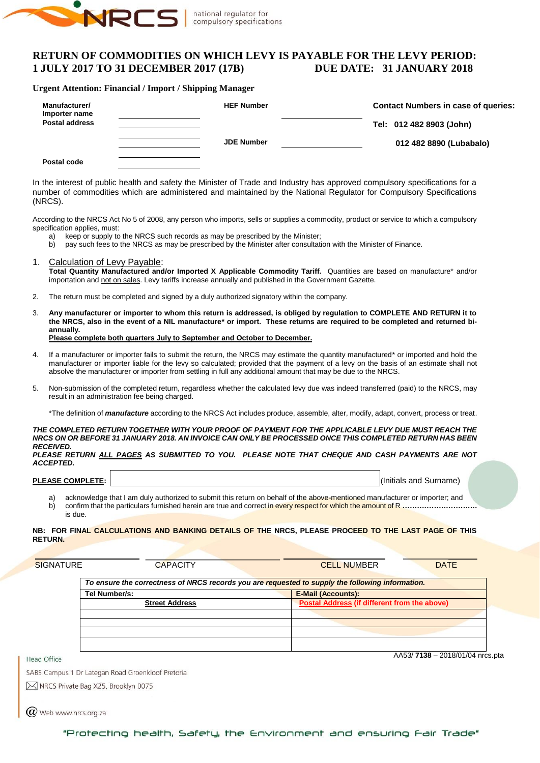NRCS | national regulator for compulsory specifications

# RETURN OF COMMODITIES ON WHICH LEVY IS PAYABLE FOR THE LEVY PERIOD: 1 JULY 2017 TO 31 DECEMBER 2017 (17B) DUE DATE: 31 JANUARY 2018

**Urgent Attention: Financial / Import / Shipping Manager**

| | | | | |
|---|---|---|---|---|
| **Manufacturer/ Importer name** | ______________ | **HEF Number** | ______________ | **Contact Numbers in case of queries:** |
| **Postal address** | ______________ | | | **Tel: 012 482 8903 (John)** |
| | ______________ | **JDE Number** | ______________ | **012 482 8890 (Lubabalo)** |
| **Postal code** | ______________ | | | |

In the interest of public health and safety the Minister of Trade and Industry has approved compulsory specifications for a number of commodities which are administered and maintained by the National Regulator for Compulsory Specifications (NRCS).

According to the NRCS Act No 5 of 2008, any person who imports, sells or supplies a commodity, product or service to which a compulsory specification applies, must:

a) keep or supply to the NRCS such records as may be prescribed by the Minister;
b) pay such fees to the NRCS as may be prescribed by the Minister after consultation with the Minister of Finance.

1. Calculation of Levy Payable:
   **Total Quantity Manufactured and/or Imported X Applicable Commodity Tariff.** Quantities are based on manufacture* and/or importation and not on sales. Levy tariffs increase annually and published in the Government Gazette.

2. The return must be completed and signed by a duly authorized signatory within the company.

3. **Any manufacturer or importer to whom this return is addressed, is obliged by regulation to COMPLETE AND RETURN it to the NRCS, also in the event of a NIL manufacture* or import. These returns are required to be completed and returned bi-annually.**
   **Please complete both quarters July to September and October to December.**

4. If a manufacturer or importer fails to submit the return, the NRCS may estimate the quantity manufactured* or imported and hold the manufacturer or importer liable for the levy so calculated; provided that the payment of a levy on the basis of an estimate shall not absolve the manufacturer or importer from settling in full any additional amount that may be due to the NRCS.

5. Non-submission of the completed return, regardless whether the calculated levy due was indeed transferred (paid) to the NRCS, may result in an administration fee being charged.

   *The definition of ***manufacture*** according to the NRCS Act includes produce, assemble, alter, modify, adapt, convert, process or treat.

***THE COMPLETED RETURN TOGETHER WITH YOUR PROOF OF PAYMENT FOR THE APPLICABLE LEVY DUE MUST REACH THE NRCS ON OR BEFORE 31 JANUARY 2018. AN INVOICE CAN ONLY BE PROCESSED ONCE THIS COMPLETED RETURN HAS BEEN RECEIVED.***
***PLEASE RETURN ALL PAGES AS SUBMITTED TO YOU. PLEASE NOTE THAT CHEQUE AND CASH PAYMENTS ARE NOT ACCEPTED.***

**PLEASE COMPLETE:** ______________________________ (Initials and Surname)

a) acknowledge that I am duly authorized to submit this return on behalf of the above-mentioned manufacturer or importer; and
b) confirm that the particulars furnished herein are true and correct in every respect for which the amount of R .............................. is due.

**NB: FOR FINAL CALCULATIONS AND BANKING DETAILS OF THE NRCS, PLEASE PROCEED TO THE LAST PAGE OF THIS RETURN.**

| SIGNATURE | CAPACITY | CELL NUMBER | DATE |
|---|---|---|---|
| | | | |

| *To ensure the correctness of NRCS records you are requested to supply the following information.* | |
|---|---|
| **Tel Number/s:** | **E-Mail (Accounts):** |
| **Street Address** | **Postal Address (if different from the above)** |
| | |
| | |
| | |
| | |

AA53/ **7138** – 2018/01/04 nrcs.pta

Head Office
SABS Campus 1 Dr Lategan Road Groenkloof Pretoria
NRCS Private Bag X25, Brooklyn 0075
Web www.nrcs.org.za

"Protecting health, Safety, the Environment and ensuring Fair Trade"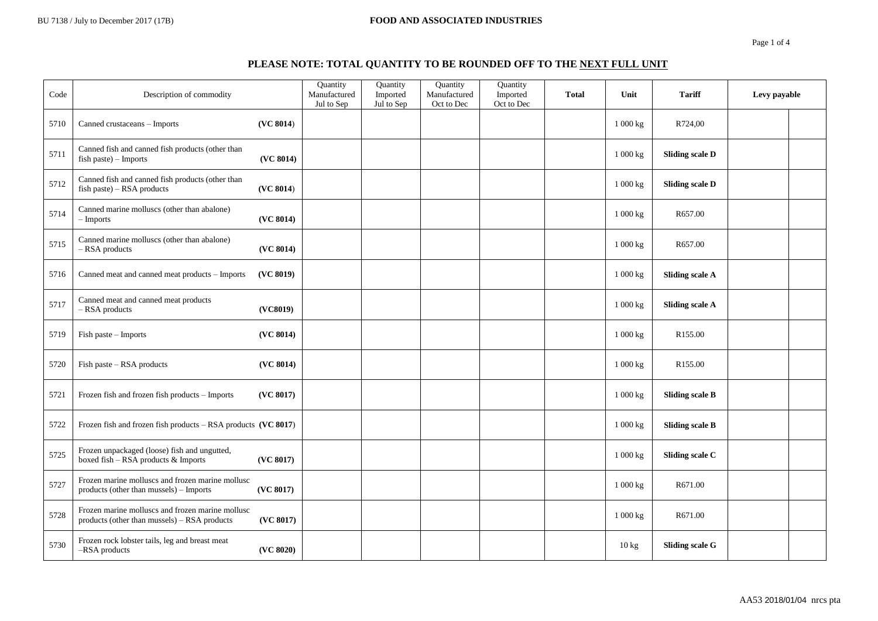**FOOD AND ASSOCIATED INDUSTRIES**

BU 7138 / July to December 2017 (17B)

## PLEASE NOTE: TOTAL QUANTITY TO BE ROUNDED OFF TO THE NEXT FULL UNIT

| Code | Description of commodity | Quantity Manufactured Jul to Sep | Quantity Imported Jul to Sep | Quantity Manufactured Oct to Dec | Quantity Imported Oct to Dec | Total | Unit | Tariff | Levy payable | |
|---|---|---|---|---|---|---|---|---|---|---|
| 5710 | Canned crustaceans – Imports **(VC 8014)** | | | | | | 1 000 kg | R724,00 | | |
| 5711 | Canned fish and canned fish products (other than fish paste) – Imports **(VC 8014)** | | | | | | 1 000 kg | **Sliding scale D** | | |
| 5712 | Canned fish and canned fish products (other than fish paste) – RSA products **(VC 8014)** | | | | | | 1 000 kg | **Sliding scale D** | | |
| 5714 | Canned marine molluscs (other than abalone) – Imports **(VC 8014)** | | | | | | 1 000 kg | R657.00 | | |
| 5715 | Canned marine molluscs (other than abalone) – RSA products **(VC 8014)** | | | | | | 1 000 kg | R657.00 | | |
| 5716 | Canned meat and canned meat products – Imports **(VC 8019)** | | | | | | 1 000 kg | **Sliding scale A** | | |
| 5717 | Canned meat and canned meat products – RSA products **(VC8019)** | | | | | | 1 000 kg | **Sliding scale A** | | |
| 5719 | Fish paste – Imports **(VC 8014)** | | | | | | 1 000 kg | R155.00 | | |
| 5720 | Fish paste – RSA products **(VC 8014)** | | | | | | 1 000 kg | R155.00 | | |
| 5721 | Frozen fish and frozen fish products – Imports **(VC 8017)** | | | | | | 1 000 kg | **Sliding scale B** | | |
| 5722 | Frozen fish and frozen fish products – RSA products **(VC 8017)** | | | | | | 1 000 kg | **Sliding scale B** | | |
| 5725 | Frozen unpackaged (loose) fish and ungutted, boxed fish – RSA products & Imports **(VC 8017)** | | | | | | 1 000 kg | **Sliding scale C** | | |
| 5727 | Frozen marine molluscs and frozen marine mollusc products (other than mussels) – Imports **(VC 8017)** | | | | | | 1 000 kg | R671.00 | | |
| 5728 | Frozen marine molluscs and frozen marine mollusc products (other than mussels) – RSA products **(VC 8017)** | | | | | | 1 000 kg | R671.00 | | |
| 5730 | Frozen rock lobster tails, leg and breast meat –RSA products **(VC 8020)** | | | | | | 10 kg | **Sliding scale G** | | |

AA53 2018/01/04 nrcs pta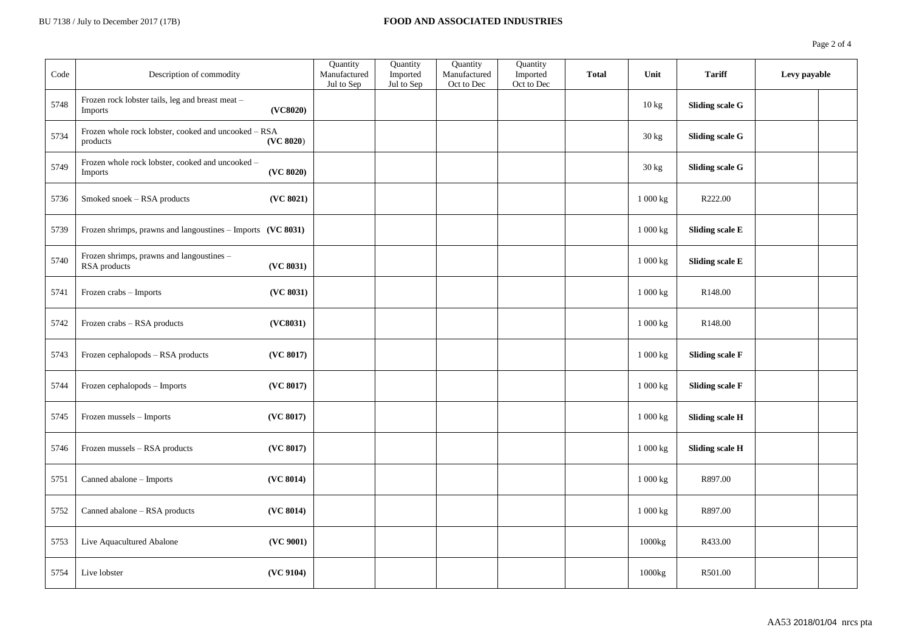| Code | Description of commodity | Quantity Manufactured Jul to Sep | Quantity Imported Jul to Sep | Quantity Manufactured Oct to Dec | Quantity Imported Oct to Dec | **Total** | **Unit** | **Tariff** | **Levy payable** | |
|---|---|---|---|---|---|---|---|---|---|---|
| 5748 | Frozen rock lobster tails, leg and breast meat – Imports **(VC8020)** | | | | | | 10 kg | **Sliding scale G** | | |
| 5734 | Frozen whole rock lobster, cooked and uncooked – RSA products **(VC 8020)** | | | | | | 30 kg | **Sliding scale G** | | |
| 5749 | Frozen whole rock lobster, cooked and uncooked – Imports **(VC 8020)** | | | | | | 30 kg | **Sliding scale G** | | |
| 5736 | Smoked snoek – RSA products **(VC 8021)** | | | | | | 1 000 kg | R222.00 | | |
| 5739 | Frozen shrimps, prawns and langoustines – Imports **(VC 8031)** | | | | | | 1 000 kg | **Sliding scale E** | | |
| 5740 | Frozen shrimps, prawns and langoustines – RSA products **(VC 8031)** | | | | | | 1 000 kg | **Sliding scale E** | | |
| 5741 | Frozen crabs – Imports **(VC 8031)** | | | | | | 1 000 kg | R148.00 | | |
| 5742 | Frozen crabs – RSA products **(VC8031)** | | | | | | 1 000 kg | R148.00 | | |
| 5743 | Frozen cephalopods – RSA products **(VC 8017)** | | | | | | 1 000 kg | **Sliding scale F** | | |
| 5744 | Frozen cephalopods – Imports **(VC 8017)** | | | | | | 1 000 kg | **Sliding scale F** | | |
| 5745 | Frozen mussels – Imports **(VC 8017)** | | | | | | 1 000 kg | **Sliding scale H** | | |
| 5746 | Frozen mussels – RSA products **(VC 8017)** | | | | | | 1 000 kg | **Sliding scale H** | | |
| 5751 | Canned abalone – Imports **(VC 8014)** | | | | | | 1 000 kg | R897.00 | | |
| 5752 | Canned abalone – RSA products **(VC 8014)** | | | | | | 1 000 kg | R897.00 | | |
| 5753 | Live Aquacultured Abalone **(VC 9001)** | | | | | | 1000kg | R433.00 | | |
| 5754 | Live lobster **(VC 9104)** | | | | | | 1000kg | R501.00 | | |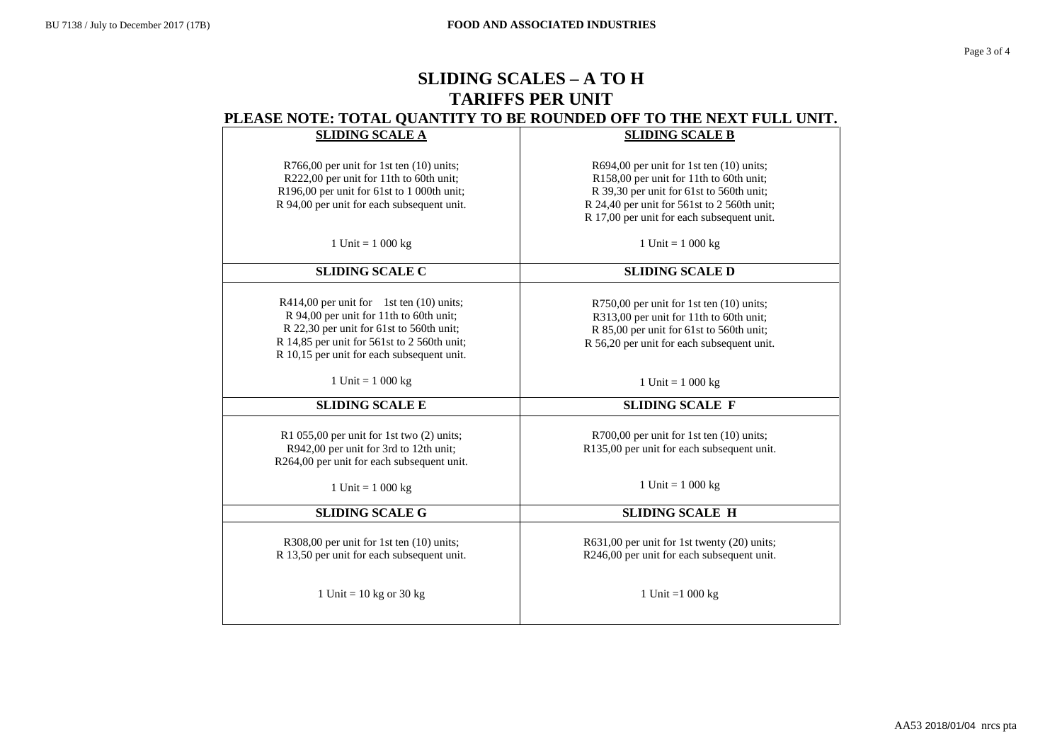# SLIDING SCALES – A TO H
# TARIFFS PER UNIT

## PLEASE NOTE: TOTAL QUANTITY TO BE ROUNDED OFF TO THE NEXT FULL UNIT.

| SLIDING SCALE A | SLIDING SCALE B |
|---|---|
| R766,00 per unit for 1st ten (10) units;<br>R222,00 per unit for 11th to 60th unit;<br>R196,00 per unit for 61st to 1 000th unit;<br>R 94,00 per unit for each subsequent unit.<br><br>1 Unit = 1 000 kg | R694,00 per unit for 1st ten (10) units;<br>R158,00 per unit for 11th to 60th unit;<br>R 39,30 per unit for 61st to 560th unit;<br>R 24,40 per unit for 561st to 2 560th unit;<br>R 17,00 per unit for each subsequent unit.<br><br>1 Unit = 1 000 kg |
| **SLIDING SCALE C** | **SLIDING SCALE D** |
| R414,00 per unit for 1st ten (10) units;<br>R 94,00 per unit for 11th to 60th unit;<br>R 22,30 per unit for 61st to 560th unit;<br>R 14,85 per unit for 561st to 2 560th unit;<br>R 10,15 per unit for each subsequent unit.<br><br>1 Unit = 1 000 kg | R750,00 per unit for 1st ten (10) units;<br>R313,00 per unit for 11th to 60th unit;<br>R 85,00 per unit for 61st to 560th unit;<br>R 56,20 per unit for each subsequent unit.<br><br>1 Unit = 1 000 kg |
| **SLIDING SCALE E** | **SLIDING SCALE F** |
| R1 055,00 per unit for 1st two (2) units;<br>R942,00 per unit for 3rd to 12th unit;<br>R264,00 per unit for each subsequent unit.<br><br>1 Unit = 1 000 kg | R700,00 per unit for 1st ten (10) units;<br>R135,00 per unit for each subsequent unit.<br><br>1 Unit = 1 000 kg |
| **SLIDING SCALE G** | **SLIDING SCALE H** |
| R308,00 per unit for 1st ten (10) units;<br>R 13,50 per unit for each subsequent unit.<br><br>1 Unit = 10 kg or 30 kg | R631,00 per unit for 1st twenty (20) units;<br>R246,00 per unit for each subsequent unit.<br><br>1 Unit =1 000 kg |

AA53 2018/01/04 nrcs pta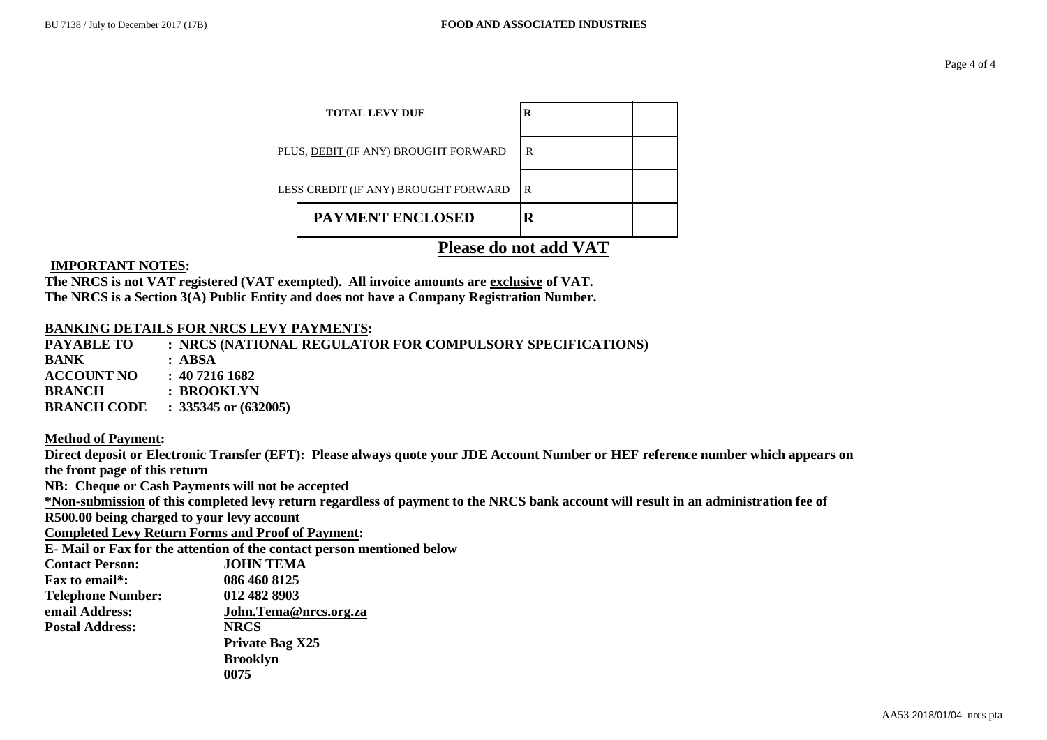| | | |
|---|---|---|
| **TOTAL LEVY DUE** | **R** | |
| PLUS, DEBIT (IF ANY) BROUGHT FORWARD | R | |
| LESS CREDIT (IF ANY) BROUGHT FORWARD | R | |
| **PAYMENT ENCLOSED** | **R** | |

**Please do not add VAT**

**IMPORTANT NOTES:**

**The NRCS is not VAT registered (VAT exempted). All invoice amounts are exclusive of VAT.**
**The NRCS is a Section 3(A) Public Entity and does not have a Company Registration Number.**

**BANKING DETAILS FOR NRCS LEVY PAYMENTS:**

**PAYABLE TO : NRCS (NATIONAL REGULATOR FOR COMPULSORY SPECIFICATIONS)**
**BANK : ABSA**
**ACCOUNT NO : 40 7216 1682**
**BRANCH : BROOKLYN**
**BRANCH CODE : 335345 or (632005)**

**Method of Payment:**

**Direct deposit or Electronic Transfer (EFT): Please always quote your JDE Account Number or HEF reference number which appears on the front page of this return**

**NB: Cheque or Cash Payments will not be accepted**

**\*Non-submission of this completed levy return regardless of payment to the NRCS bank account will result in an administration fee of R500.00 being charged to your levy account**

**Completed Levy Return Forms and Proof of Payment:**

**E- Mail or Fax for the attention of the contact person mentioned below**

**Contact Person:** **JOHN TEMA**
**Fax to email\*:** **086 460 8125**
**Telephone Number:** **012 482 8903**
**email Address:** **John.Tema@nrcs.org.za**
**Postal Address:** **NRCS**
**Private Bag X25**
**Brooklyn**
**0075**

AA53 2018/01/04 nrcs pta